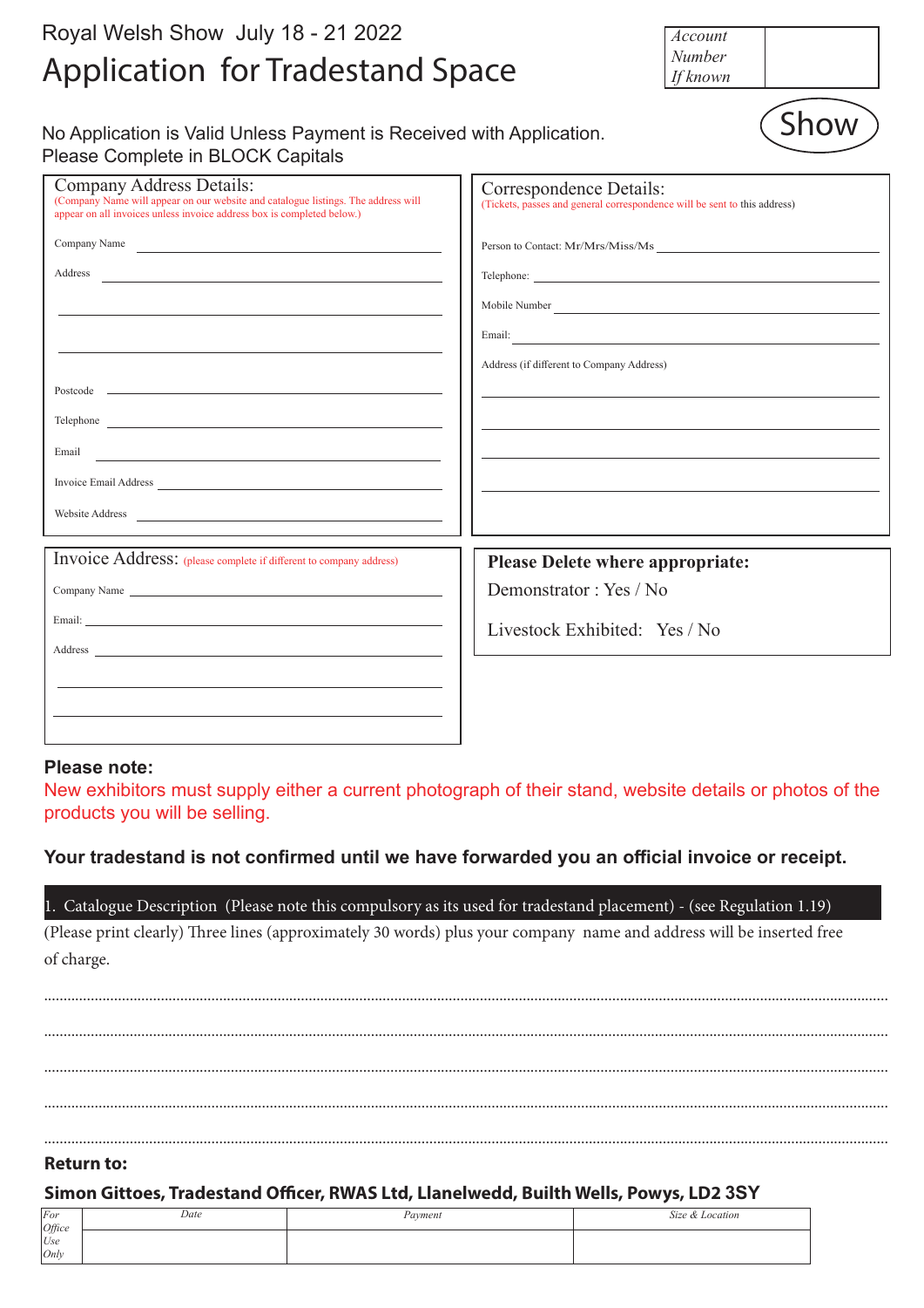Royal Welsh Show July 18 - 21 2022

# Application for Tradestand Space

| Account Number If known | |
|---|---|

Show

No Application is Valid Unless Payment is Received with Application.
Please Complete in BLOCK Capitals

## Company Address Details:

(Company Name will appear on our website and catalogue listings. The address will appear on all invoices unless invoice address box is completed below.)

Company Name ______________________

Address ______________________

______________________

______________________

Postcode ______________________

Telephone ______________________

Email ______________________

Invoice Email Address ______________________

Website Address ______________________

## Correspondence Details:

(Tickets, passes and general correspondence will be sent to this address)

Person to Contact: Mr/Mrs/Miss/Ms ______________________

Telephone: ______________________

Mobile Number ______________________

Email: ______________________

Address (if different to Company Address)

______________________

______________________

______________________

______________________

## Invoice Address: (please complete if different to company address)

Company Name ______________________

Email: ______________________

Address ______________________

______________________

______________________

**Please Delete where appropriate:**

Demonstrator : Yes / No

Livestock Exhibited: Yes / No

**Please note:**

New exhibitors must supply either a current photograph of their stand, website details or photos of the products you will be selling.

**Your tradestand is not confirmed until we have forwarded you an official invoice or receipt.**

1. Catalogue Description (Please note this compulsory as its used for tradestand placement) - (see Regulation 1.19)

(Please print clearly) Three lines (approximately 30 words) plus your company name and address will be inserted free of charge.

..........................................................................................................................................

..........................................................................................................................................

..........................................................................................................................................

..........................................................................................................................................

..........................................................................................................................................

**Return to:**

**Simon Gittoes, Tradestand Officer, RWAS Ltd, Llanelwedd, Builth Wells, Powys, LD2 3SY**

| For Office Use Only | Date | Payment | Size & Location |
|---|---|---|---|
| | | | |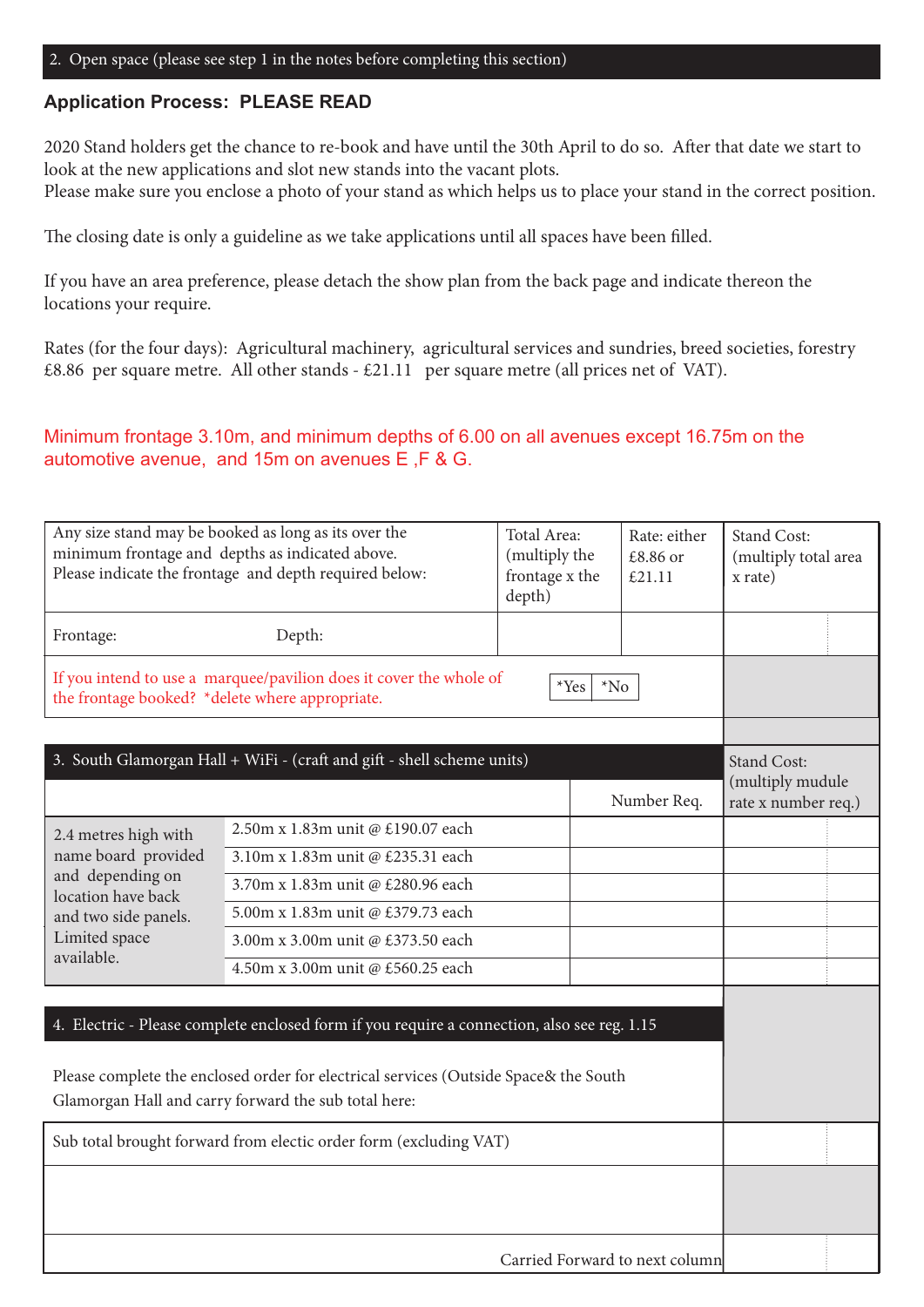## 2. Open space (please see step 1 in the notes before completing this section)

**Application Process: PLEASE READ**

2020 Stand holders get the chance to re-book and have until the 30th April to do so. After that date we start to look at the new applications and slot new stands into the vacant plots.
Please make sure you enclose a photo of your stand as which helps us to place your stand in the correct position.

The closing date is only a guideline as we take applications until all spaces have been filled.

If you have an area preference, please detach the show plan from the back page and indicate thereon the locations your require.

Rates (for the four days): Agricultural machinery, agricultural services and sundries, breed societies, forestry £8.86 per square metre. All other stands - £21.11 per square metre (all prices net of VAT).

Minimum frontage 3.10m, and minimum depths of 6.00 on all avenues except 16.75m on the automotive avenue, and 15m on avenues E ,F & G.

| Any size stand may be booked as long as its over the minimum frontage and depths as indicated above. Please indicate the frontage and depth required below: | Total Area: (multiply the frontage x the depth) | Rate: either £8.86 or £21.11 | Stand Cost: (multiply total area x rate) |
|---|---|---|---|
| Frontage: Depth: | | | |
| If you intend to use a marquee/pavilion does it cover the whole of the frontage booked? *delete where appropriate. *Yes *No | | | |

## 3. South Glamorgan Hall + WiFi - (craft and gift - shell scheme units)

| | | Number Req. | Stand Cost: (multiply mudule rate x number req.) |
|---|---|---|---|
| 2.4 metres high with name board provided and depending on location have back and two side panels. Limited space available. | 2.50m x 1.83m unit @ £190.07 each | | |
| | 3.10m x 1.83m unit @ £235.31 each | | |
| | 3.70m x 1.83m unit @ £280.96 each | | |
| | 5.00m x 1.83m unit @ £379.73 each | | |
| | 3.00m x 3.00m unit @ £373.50 each | | |
| | 4.50m x 3.00m unit @ £560.25 each | | |

## 4. Electric - Please complete enclosed form if you require a connection, also see reg. 1.15

Please complete the enclosed order for electrical services (Outside Space& the South Glamorgan Hall and carry forward the sub total here:

| | |
|---|---|
| Sub total brought forward from electic order form (excluding VAT) | |
| | |
| Carried Forward to next column | |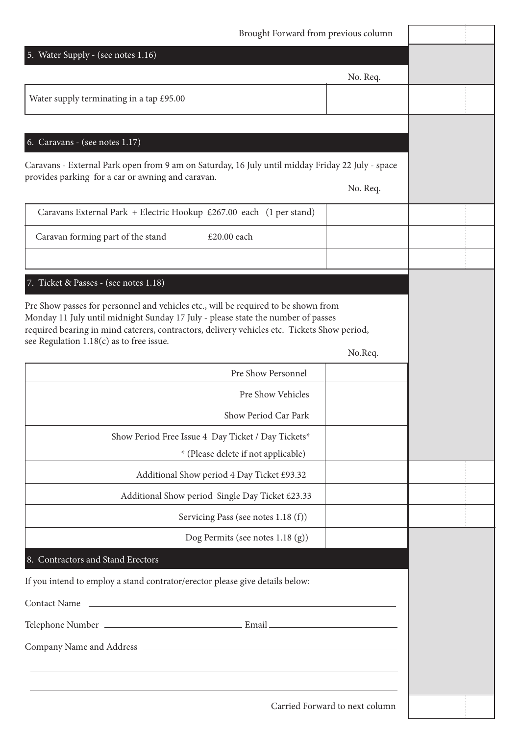Brought Forward from previous column

## 5. Water Supply - (see notes 1.16)

| | No. Req. | |
|---|---|---|
| Water supply terminating in a tap £95.00 | | |

## 6. Caravans - (see notes 1.17)

Caravans - External Park open from 9 am on Saturday, 16 July until midday Friday 22 July - space provides parking for a car or awning and caravan.

| | No. Req. | |
|---|---|---|
| Caravans External Park + Electric Hookup £267.00 each (1 per stand) | | |
| Caravan forming part of the stand £20.00 each | | |
| | | |

## 7. Ticket & Passes - (see notes 1.18)

Pre Show passes for personnel and vehicles etc., will be required to be shown from Monday 11 July until midnight Sunday 17 July - please state the number of passes required bearing in mind caterers, contractors, delivery vehicles etc. Tickets Show period, see Regulation 1.18(c) as to free issue.

| | No.Req. | |
|---|---|---|
| Pre Show Personnel | | |
| Pre Show Vehicles | | |
| Show Period Car Park | | |
| Show Period Free Issue 4 Day Ticket / Day Tickets* <br> * (Please delete if not applicable) | | |
| Additional Show period 4 Day Ticket £93.32 | | |
| Additional Show period Single Day Ticket £23.33 | | |
| Servicing Pass (see notes 1.18 (f)) | | |
| Dog Permits (see notes 1.18 (g)) | | |

## 8. Contractors and Stand Erectors

If you intend to employ a stand contrator/erector please give details below:

Contact Name ______________________________

Telephone Number ______________________________ Email ______________________________

Company Name and Address ______________________________

______________________________

______________________________

Carried Forward to next column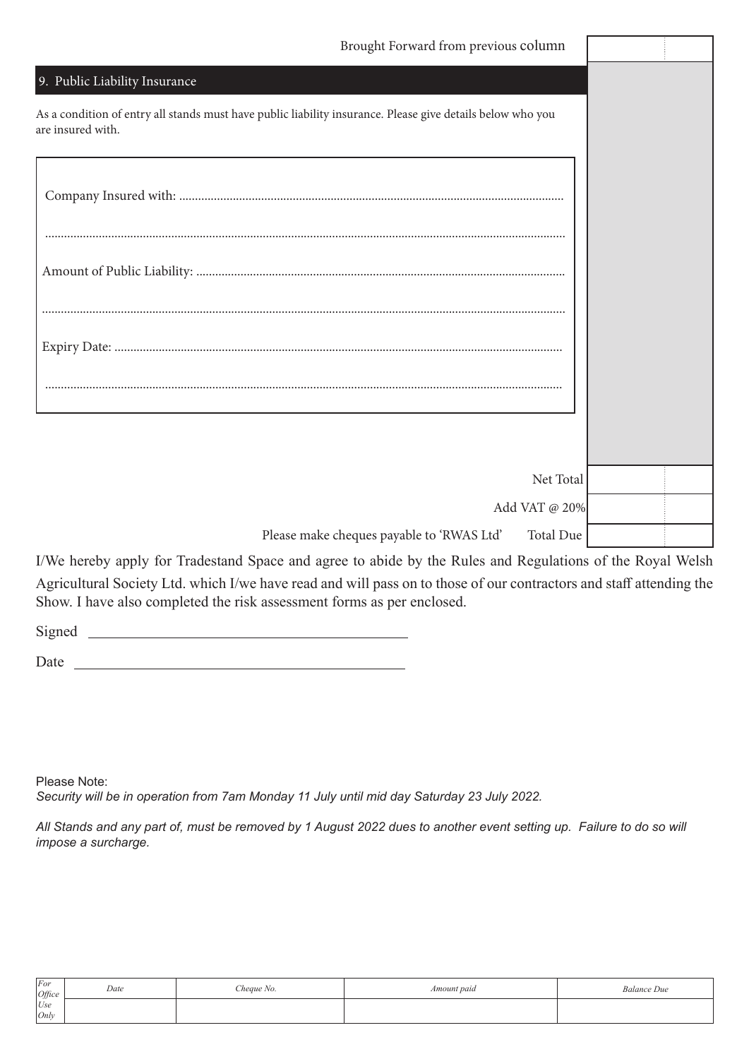Brought Forward from previous column

## 9. Public Liability Insurance

As a condition of entry all stands must have public liability insurance. Please give details below who you are insured with.

Company Insured with: ..........................................................................................................................

..........................................................................................................................................................

Amount of Public Liability: ....................................................................................................................

..........................................................................................................................................................

Expiry Date: ..........................................................................................................................................

..........................................................................................................................................................

| | |
|---|---|
| Net Total | |
| Add VAT @ 20% | |
| Please make cheques payable to 'RWAS Ltd' Total Due | |

I/We hereby apply for Tradestand Space and agree to abide by the Rules and Regulations of the Royal Welsh Agricultural Society Ltd. which I/we have read and will pass on to those of our contractors and staff attending the Show. I have also completed the risk assessment forms as per enclosed.

Signed \_\_\_\_\_\_\_\_\_\_\_\_\_\_\_\_\_\_\_\_\_\_\_\_\_\_\_\_\_\_\_\_\_\_\_\_\_\_\_\_

Date \_\_\_\_\_\_\_\_\_\_\_\_\_\_\_\_\_\_\_\_\_\_\_\_\_\_\_\_\_\_\_\_\_\_\_\_\_\_\_\_

Please Note:
*Security will be in operation from 7am Monday 11 July until mid day Saturday 23 July 2022.*

*All Stands and any part of, must be removed by 1 August 2022 dues to another event setting up. Failure to do so will impose a surcharge.*

| *For Office Use Only* | *Date* | *Cheque No.* | *Amount paid* | *Balance Due* |
|---|---|---|---|---|
| | | | | |